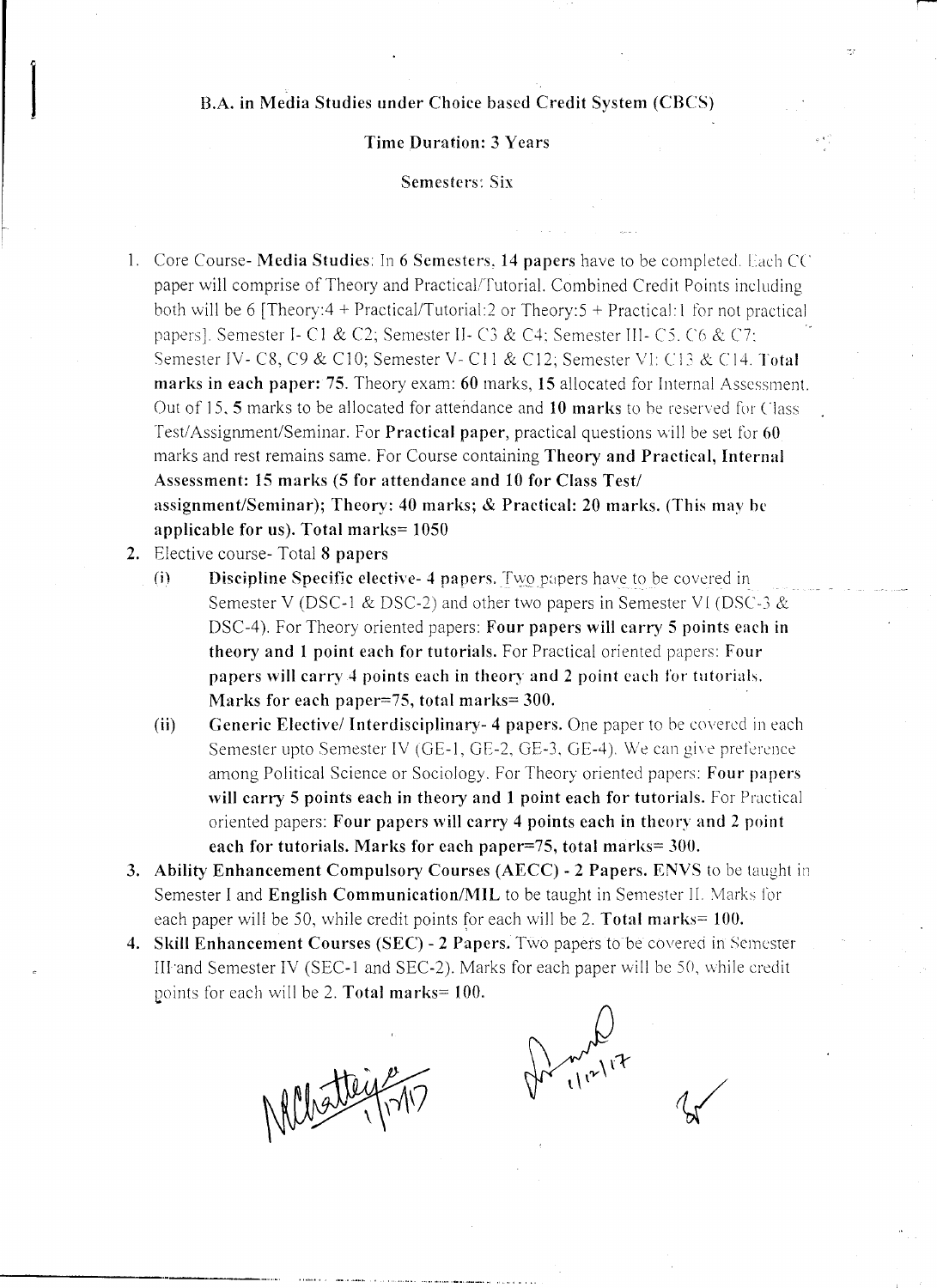**B.A. in Media Studies under Choice based Credit System (CBCS)**

**Time Duration: 3 Years**

Semesters: Six

1. Core Course- **Media Studies**: In 6 Semesters, **14 papers** have to be completed. Each CC paper will comprise of Theory and Practical/Tutorial. Combined Credit Points including both will be 6 [Theory:4 + Practical/Tutorial:2 or Theory:5 + Practical:1 for not practical papers]. Semester I- C1 & C2; Semester II- C3 & C4; Semester III- C5, C6 & C7; Semester IV- C8, C9 & C10; Semester V- C11 & C12; Semester VI: C13 & C14. **Total marks in each paper: 75.** Theory exam: **60** marks, **15** allocated for Internal Assessment. Out of 15, **5** marks to be allocated for attendance and **10 marks** to be reserved for Class Test/Assignment/Seminar. For **Practical paper**, practical questions will be set for **60** marks and rest remains same. For Course containing **Theory and Practical, Internal Assessment: 15 marks (5 for attendance and 10 for Class Test/ assignment/Seminar); Theory: 40 marks; & Practical: 20 marks. (This may be applicable for us). Total marks= 1050**
2. Elective course- Total **8 papers**
   (i) **Discipline Specific elective- 4 papers.** Two papers have to be covered in Semester V (DSC-1 & DSC-2) and other two papers in Semester VI (DSC-3 & DSC-4). For Theory oriented papers: **Four papers will carry 5 points each in theory and 1 point each for tutorials.** For Practical oriented papers: **Four papers will carry 4 points each in theory and 2 point each for tutorials. Marks for each paper=75, total marks= 300.**
   (ii) **Generic Elective/ Interdisciplinary- 4 papers.** One paper to be covered in each Semester upto Semester IV (GE-1, GE-2, GE-3, GE-4). We can give preference among Political Science or Sociology. For Theory oriented papers: **Four papers will carry 5 points each in theory and 1 point each for tutorials.** For Practical oriented papers: **Four papers will carry 4 points each in theory and 2 point each for tutorials. Marks for each paper=75, total marks= 300.**
3. **Ability Enhancement Compulsory Courses (AECC) - 2 Papers. ENVS** to be taught in Semester I and **English Communication/MIL** to be taught in Semester II. Marks for each paper will be 50, while credit points for each will be 2. **Total marks= 100.**
4. **Skill Enhancement Courses (SEC) - 2 Papers.** Two papers to be covered in Semester III and Semester IV (SEC-1 and SEC-2). Marks for each paper will be 50, while credit points for each will be 2. **Total marks= 100.**

NChatterjee 1/12/17 &nbsp;&nbsp;&nbsp;&nbsp; 1/12/17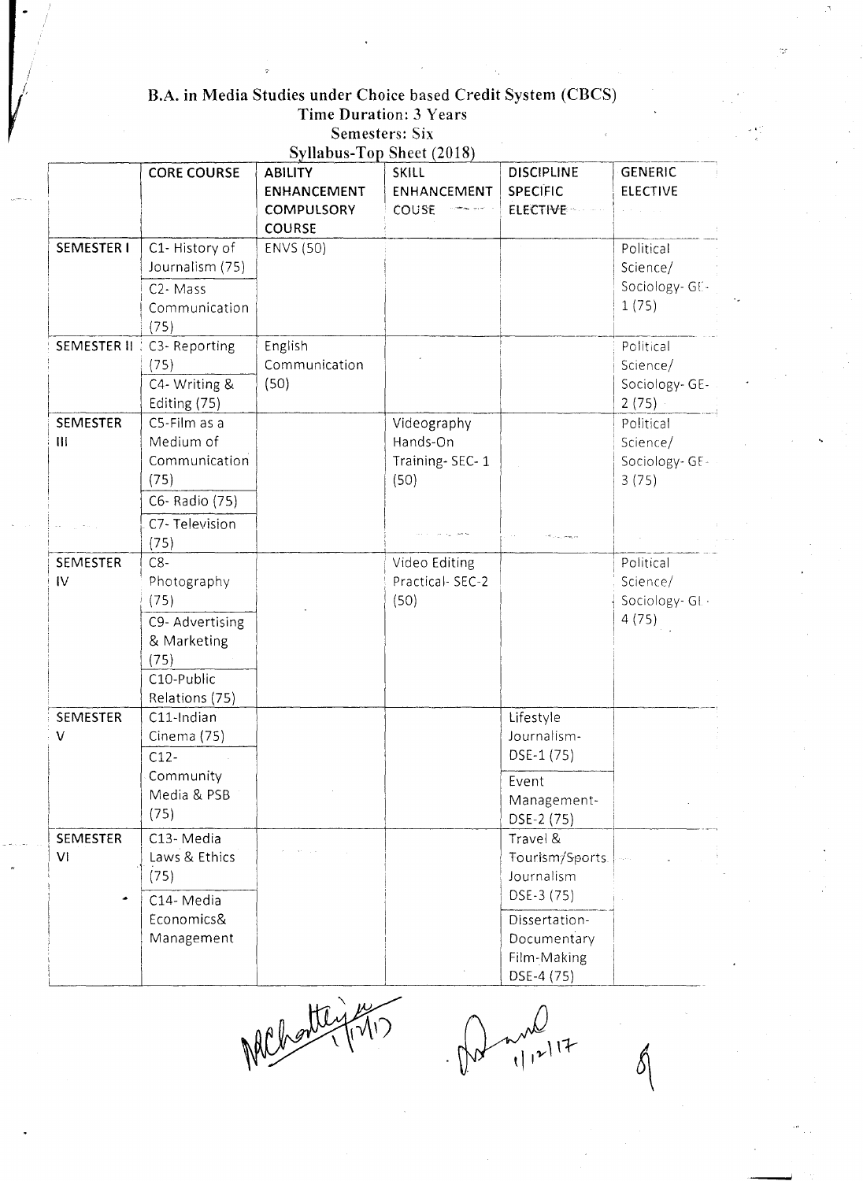**B.A. in Media Studies under Choice based Credit System (CBCS)**
**Time Duration: 3 Years**
**Semesters: Six**
**Syllabus-Top Sheet (2018)**

| | CORE COURSE | ABILITY ENHANCEMENT COMPULSORY COURSE | SKILL ENHANCEMENT COUSE | DISCIPLINE SPECIFIC ELECTIVE | GENERIC ELECTIVE |
|---|---|---|---|---|---|
| SEMESTER I | C1- History of Journalism (75)<br>C2- Mass Communication (75) | ENVS (50) | | | Political Science/ Sociology- GE-1 (75) |
| SEMESTER II | C3- Reporting (75)<br>C4- Writing & Editing (75) | English Communication (50) | | | Political Science/ Sociology- GE-2 (75) |
| SEMESTER III | C5-Film as a Medium of Communication (75)<br>C6- Radio (75)<br>C7- Television (75) | | Videography Hands-On Training- SEC- 1 (50) | | Political Science/ Sociology- GE-3 (75) |
| SEMESTER IV | C8-Photography (75)<br>C9- Advertising & Marketing (75)<br>C10-Public Relations (75) | | Video Editing Practical- SEC-2 (50) | | Political Science/ Sociology- GE-4 (75) |
| SEMESTER V | C11-Indian Cinema (75)<br>C12-Community Media & PSB (75) | | | Lifestyle Journalism-DSE-1 (75)<br>Event Management-DSE-2 (75) | |
| SEMESTER VI | C13- Media Laws & Ethics (75)<br>C14- Media Economics& Management | | | Travel & Tourism/Sports Journalism DSE-3 (75)<br>Dissertation-Documentary Film-Making DSE-4 (75) | |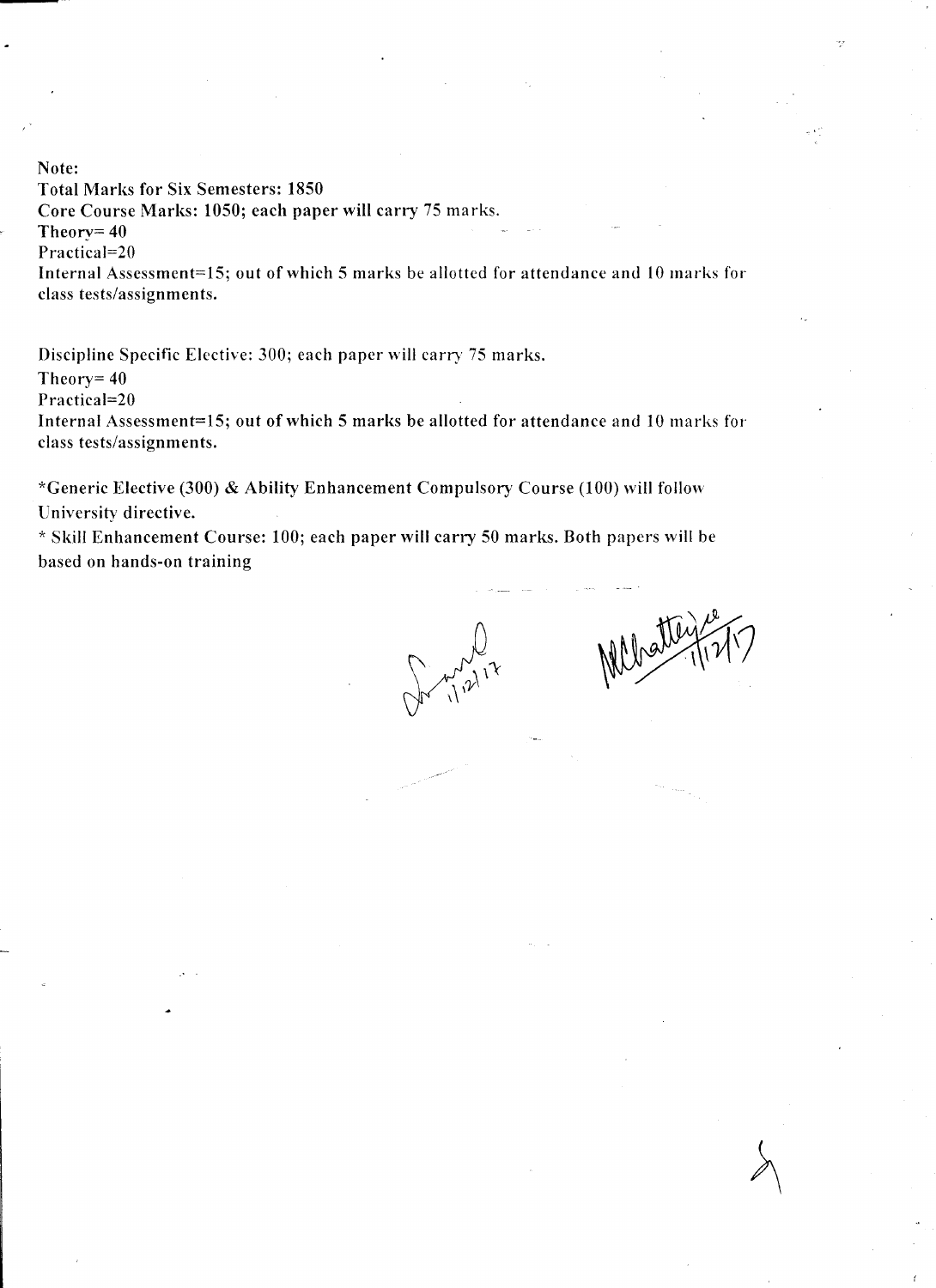**Note:**

**Total Marks for Six Semesters: 1850**

**Core Course Marks: 1050; each paper will carry** 75 marks.

**Theory= 40**

**Practical=20**

**Internal Assessment=15; out of which 5 marks be allotted for attendance and 10 marks for class tests/assignments.**

**Discipline Specific Elective: 300; each paper will carry 75 marks.**

**Theory= 40**

**Practical=20**

**Internal Assessment=15; out of which 5 marks be allotted for attendance and 10 marks for class tests/assignments.**

**\*Generic Elective (300) & Ability Enhancement Compulsory Course (100) will follow University directive.**

**\* Skill Enhancement Course: 100; each paper will carry 50 marks. Both papers will be based on hands-on training**

1/12/17

NChatterjee 1/12/17